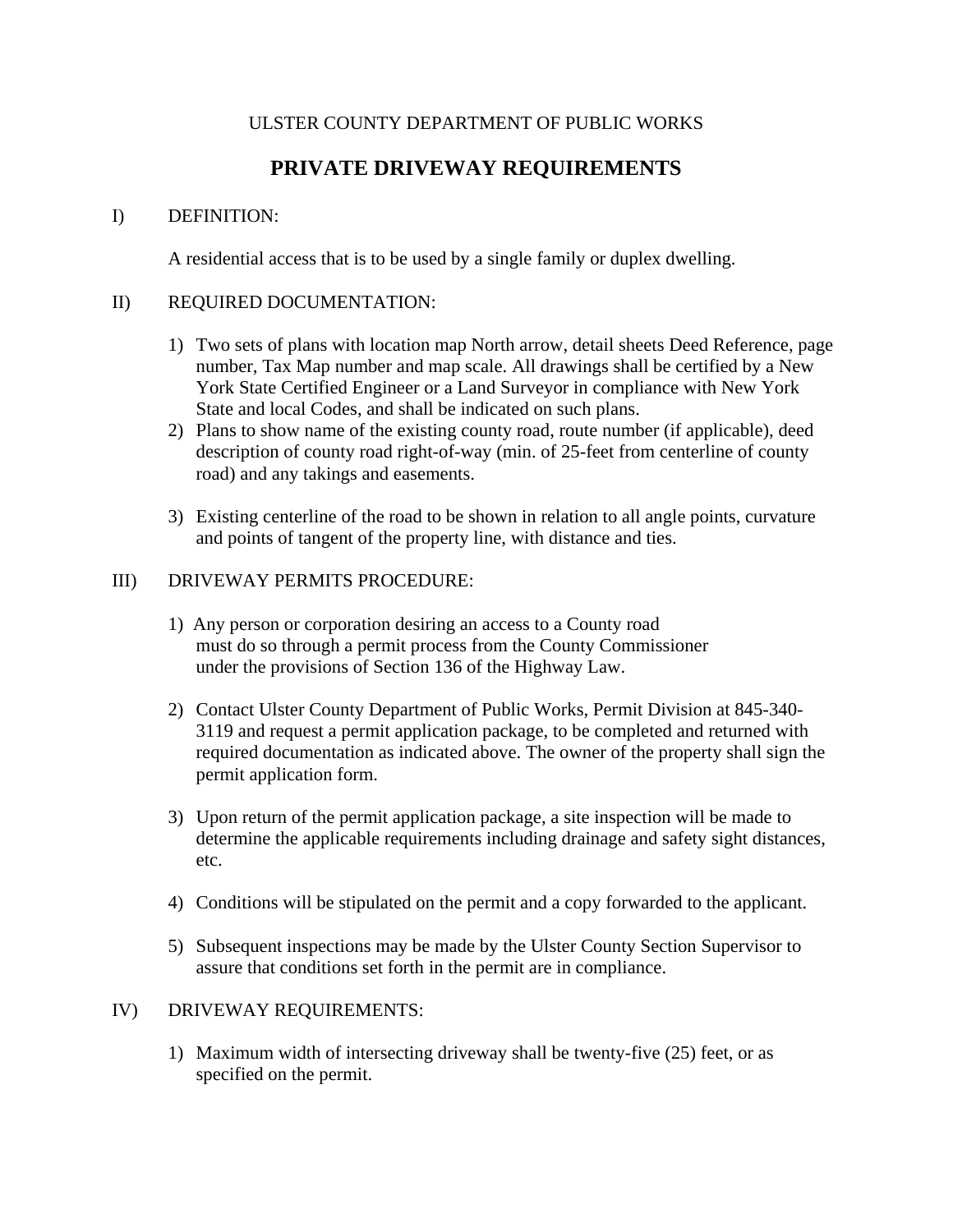ULSTER COUNTY DEPARTMENT OF PUBLIC WORKS

# PRIVATE DRIVEWAY REQUIREMENTS

I) DEFINITION:

A residential access that is to be used by a single family or duplex dwelling.

II) REQUIRED DOCUMENTATION:

1) Two sets of plans with location map North arrow, detail sheets Deed Reference, page number, Tax Map number and map scale. All drawings shall be certified by a New York State Certified Engineer or a Land Surveyor in compliance with New York State and local Codes, and shall be indicated on such plans.
2) Plans to show name of the existing county road, route number (if applicable), deed description of county road right-of-way (min. of 25-feet from centerline of county road) and any takings and easements.
3) Existing centerline of the road to be shown in relation to all angle points, curvature and points of tangent of the property line, with distance and ties.

III) DRIVEWAY PERMITS PROCEDURE:

1) Any person or corporation desiring an access to a County road must do so through a permit process from the County Commissioner under the provisions of Section 136 of the Highway Law.
2) Contact Ulster County Department of Public Works, Permit Division at 845-340-3119 and request a permit application package, to be completed and returned with required documentation as indicated above. The owner of the property shall sign the permit application form.
3) Upon return of the permit application package, a site inspection will be made to determine the applicable requirements including drainage and safety sight distances, etc.
4) Conditions will be stipulated on the permit and a copy forwarded to the applicant.
5) Subsequent inspections may be made by the Ulster County Section Supervisor to assure that conditions set forth in the permit are in compliance.

IV) DRIVEWAY REQUIREMENTS:

1) Maximum width of intersecting driveway shall be twenty-five (25) feet, or as specified on the permit.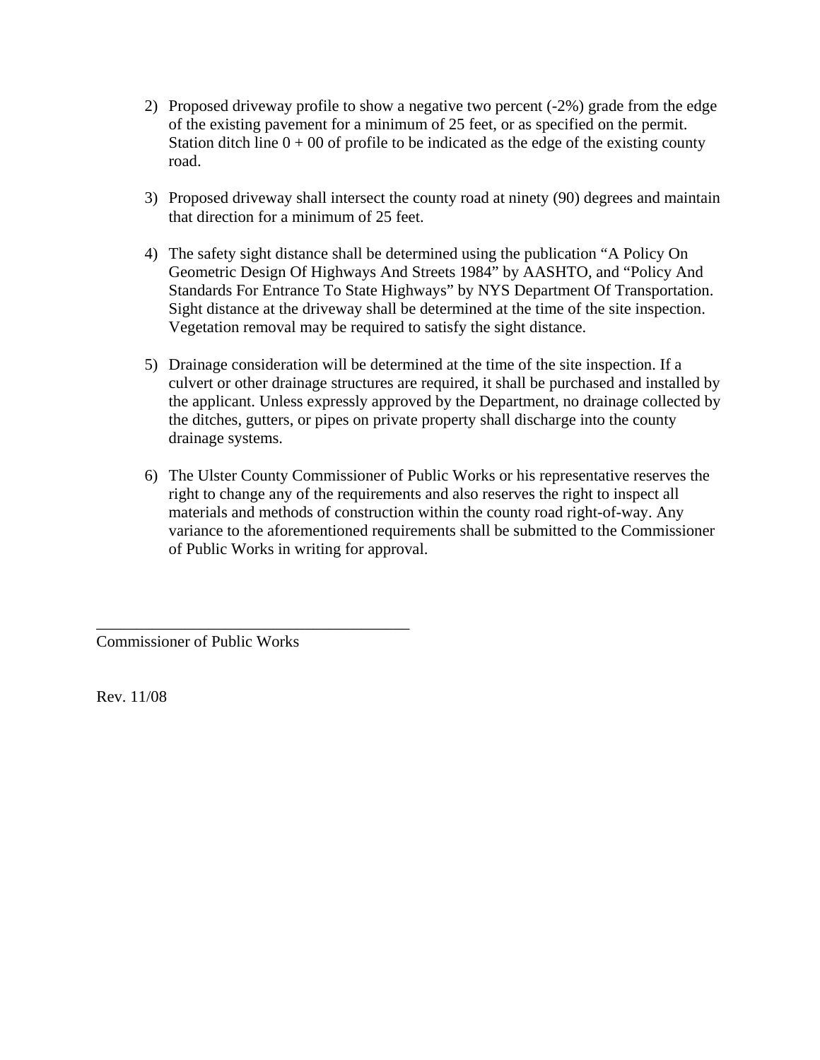2) Proposed driveway profile to show a negative two percent (-2%) grade from the edge of the existing pavement for a minimum of 25 feet, or as specified on the permit. Station ditch line 0 + 00 of profile to be indicated as the edge of the existing county road.

3) Proposed driveway shall intersect the county road at ninety (90) degrees and maintain that direction for a minimum of 25 feet.

4) The safety sight distance shall be determined using the publication "A Policy On Geometric Design Of Highways And Streets 1984" by AASHTO, and "Policy And Standards For Entrance To State Highways" by NYS Department Of Transportation. Sight distance at the driveway shall be determined at the time of the site inspection. Vegetation removal may be required to satisfy the sight distance.

5) Drainage consideration will be determined at the time of the site inspection. If a culvert or other drainage structures are required, it shall be purchased and installed by the applicant. Unless expressly approved by the Department, no drainage collected by the ditches, gutters, or pipes on private property shall discharge into the county drainage systems.

6) The Ulster County Commissioner of Public Works or his representative reserves the right to change any of the requirements and also reserves the right to inspect all materials and methods of construction within the county road right-of-way. Any variance to the aforementioned requirements shall be submitted to the Commissioner of Public Works in writing for approval.

\_\_\_\_\_\_\_\_\_\_\_\_\_\_\_\_\_\_\_\_\_\_\_\_\_\_\_\_\_\_\_\_\_\_\_\_\_\_\_\_

Commissioner of Public Works

Rev. 11/08